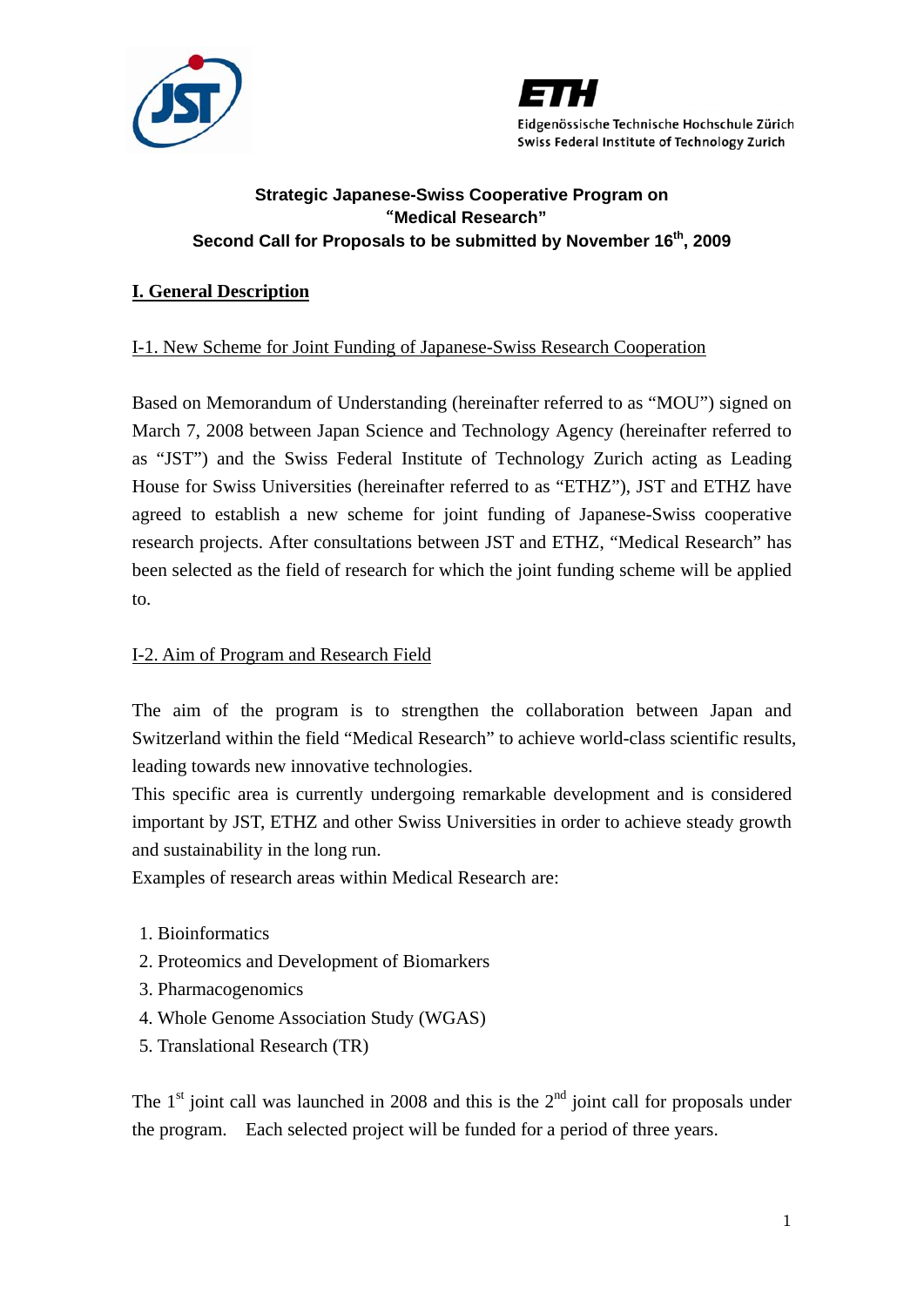**Strategic Japanese-Swiss Cooperative Program on**
**"Medical Research"**
**Second Call for Proposals to be submitted by November 16th, 2009**

# I. General Description

## I-1. New Scheme for Joint Funding of Japanese-Swiss Research Cooperation

Based on Memorandum of Understanding (hereinafter referred to as "MOU") signed on March 7, 2008 between Japan Science and Technology Agency (hereinafter referred to as "JST") and the Swiss Federal Institute of Technology Zurich acting as Leading House for Swiss Universities (hereinafter referred to as "ETHZ"), JST and ETHZ have agreed to establish a new scheme for joint funding of Japanese-Swiss cooperative research projects. After consultations between JST and ETHZ, "Medical Research" has been selected as the field of research for which the joint funding scheme will be applied to.

## I-2. Aim of Program and Research Field

The aim of the program is to strengthen the collaboration between Japan and Switzerland within the field "Medical Research" to achieve world-class scientific results, leading towards new innovative technologies.

This specific area is currently undergoing remarkable development and is considered important by JST, ETHZ and other Swiss Universities in order to achieve steady growth and sustainability in the long run.

Examples of research areas within Medical Research are:

1. Bioinformatics
2. Proteomics and Development of Biomarkers
3. Pharmacogenomics
4. Whole Genome Association Study (WGAS)
5. Translational Research (TR)

The 1st joint call was launched in 2008 and this is the 2nd joint call for proposals under the program. Each selected project will be funded for a period of three years.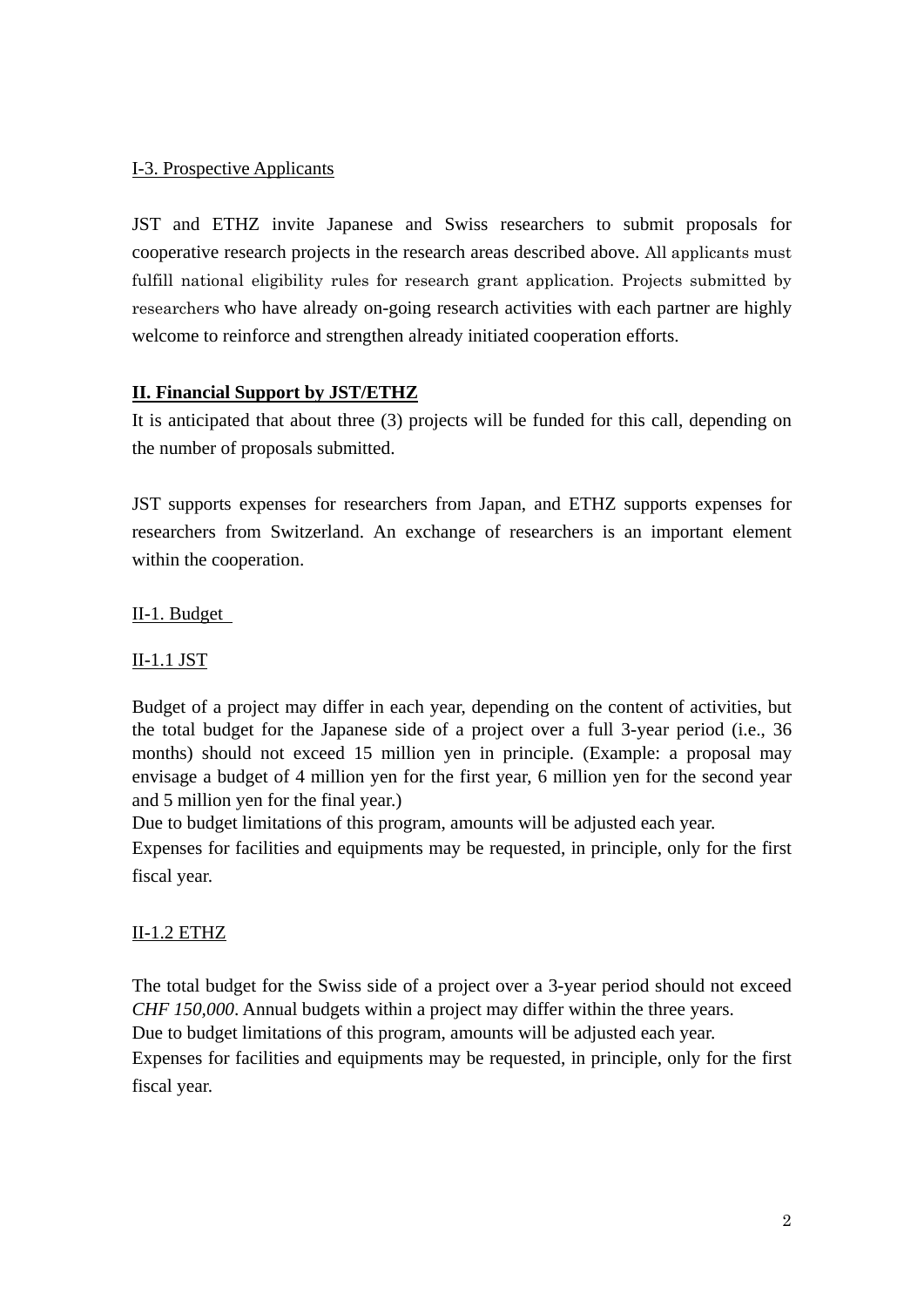I-3. Prospective Applicants

JST and ETHZ invite Japanese and Swiss researchers to submit proposals for cooperative research projects in the research areas described above. All applicants must fulfill national eligibility rules for research grant application. Projects submitted by researchers who have already on-going research activities with each partner are highly welcome to reinforce and strengthen already initiated cooperation efforts.

## II. Financial Support by JST/ETHZ

It is anticipated that about three (3) projects will be funded for this call, depending on the number of proposals submitted.

JST supports expenses for researchers from Japan, and ETHZ supports expenses for researchers from Switzerland. An exchange of researchers is an important element within the cooperation.

### II-1. Budget

#### II-1.1 JST

Budget of a project may differ in each year, depending on the content of activities, but the total budget for the Japanese side of a project over a full 3-year period (i.e., 36 months) should not exceed 15 million yen in principle. (Example: a proposal may envisage a budget of 4 million yen for the first year, 6 million yen for the second year and 5 million yen for the final year.)
Due to budget limitations of this program, amounts will be adjusted each year.
Expenses for facilities and equipments may be requested, in principle, only for the first fiscal year.

#### II-1.2 ETHZ

The total budget for the Swiss side of a project over a 3-year period should not exceed *CHF 150,000*. Annual budgets within a project may differ within the three years.
Due to budget limitations of this program, amounts will be adjusted each year.
Expenses for facilities and equipments may be requested, in principle, only for the first fiscal year.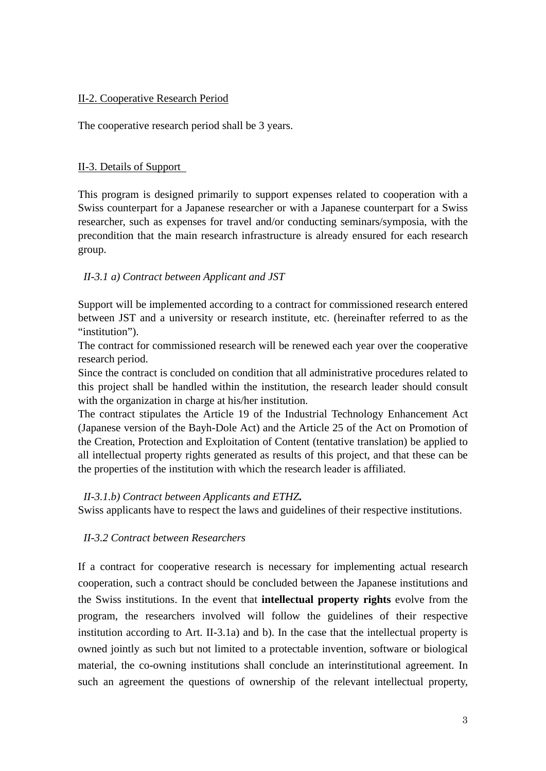## II-2. Cooperative Research Period

The cooperative research period shall be 3 years.

## II-3. Details of Support

This program is designed primarily to support expenses related to cooperation with a Swiss counterpart for a Japanese researcher or with a Japanese counterpart for a Swiss researcher, such as expenses for travel and/or conducting seminars/symposia, with the precondition that the main research infrastructure is already ensured for each research group.

### *II-3.1 a) Contract between Applicant and JST*

Support will be implemented according to a contract for commissioned research entered between JST and a university or research institute, etc. (hereinafter referred to as the “institution”).
The contract for commissioned research will be renewed each year over the cooperative research period.
Since the contract is concluded on condition that all administrative procedures related to this project shall be handled within the institution, the research leader should consult with the organization in charge at his/her institution.
The contract stipulates the Article 19 of the Industrial Technology Enhancement Act (Japanese version of the Bayh-Dole Act) and the Article 25 of the Act on Promotion of the Creation, Protection and Exploitation of Content (tentative translation) be applied to all intellectual property rights generated as results of this project, and that these can be the properties of the institution with which the research leader is affiliated.

### *II-3.1.b) Contract between Applicants and ETHZ.*

Swiss applicants have to respect the laws and guidelines of their respective institutions.

### *II-3.2 Contract between Researchers*

If a contract for cooperative research is necessary for implementing actual research cooperation, such a contract should be concluded between the Japanese institutions and the Swiss institutions. In the event that **intellectual property rights** evolve from the program, the researchers involved will follow the guidelines of their respective institution according to Art. II-3.1a) and b). In the case that the intellectual property is owned jointly as such but not limited to a protectable invention, software or biological material, the co-owning institutions shall conclude an interinstitutional agreement. In such an agreement the questions of ownership of the relevant intellectual property,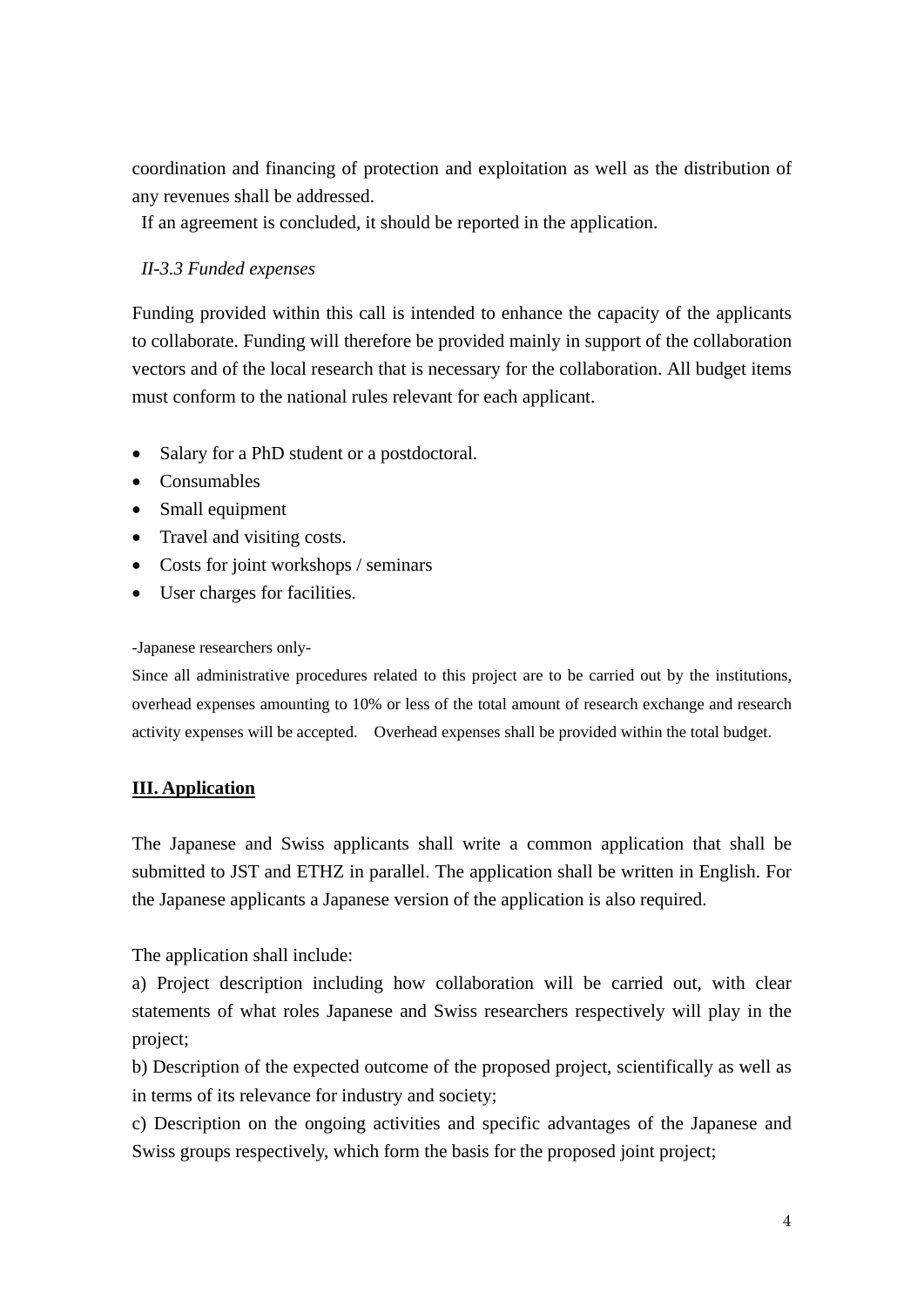coordination and financing of protection and exploitation as well as the distribution of any revenues shall be addressed.

If an agreement is concluded, it should be reported in the application.

*II-3.3 Funded expenses*

Funding provided within this call is intended to enhance the capacity of the applicants to collaborate. Funding will therefore be provided mainly in support of the collaboration vectors and of the local research that is necessary for the collaboration. All budget items must conform to the national rules relevant for each applicant.

- Salary for a PhD student or a postdoctoral.
- Consumables
- Small equipment
- Travel and visiting costs.
- Costs for joint workshops / seminars
- User charges for facilities.

-Japanese researchers only-

Since all administrative procedures related to this project are to be carried out by the institutions, overhead expenses amounting to 10% or less of the total amount of research exchange and research activity expenses will be accepted. Overhead expenses shall be provided within the total budget.

## **III. Application**

The Japanese and Swiss applicants shall write a common application that shall be submitted to JST and ETHZ in parallel. The application shall be written in English. For the Japanese applicants a Japanese version of the application is also required.

The application shall include:

a) Project description including how collaboration will be carried out, with clear statements of what roles Japanese and Swiss researchers respectively will play in the project;

b) Description of the expected outcome of the proposed project, scientifically as well as in terms of its relevance for industry and society;

c) Description on the ongoing activities and specific advantages of the Japanese and Swiss groups respectively, which form the basis for the proposed joint project;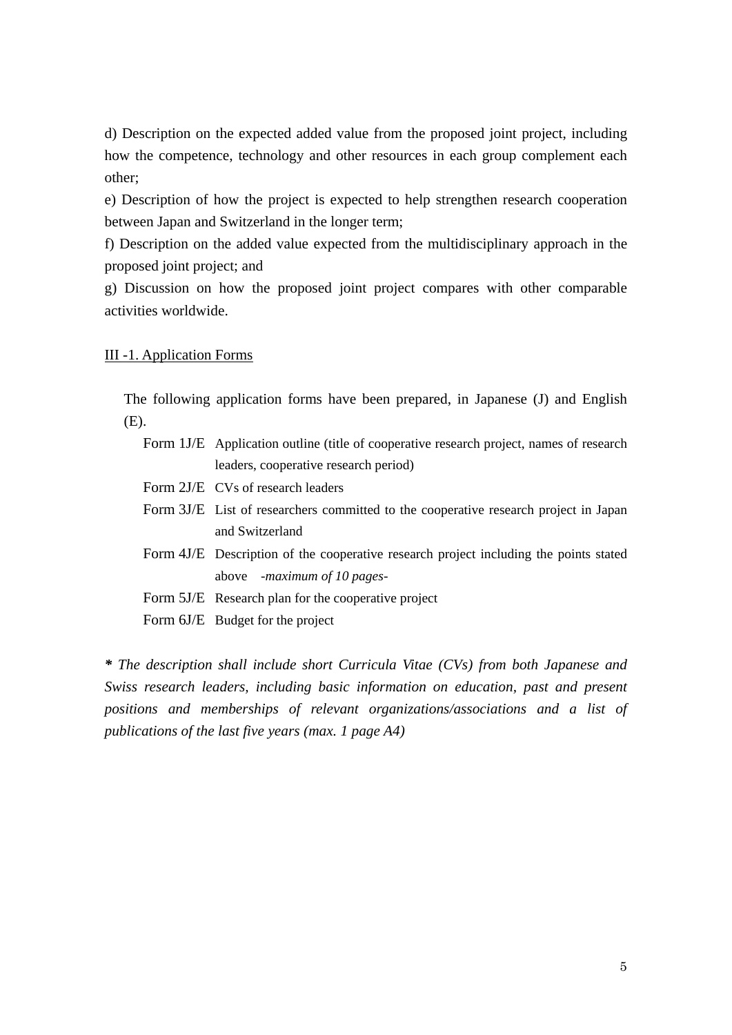d) Description on the expected added value from the proposed joint project, including how the competence, technology and other resources in each group complement each other;

e) Description of how the project is expected to help strengthen research cooperation between Japan and Switzerland in the longer term;

f) Description on the added value expected from the multidisciplinary approach in the proposed joint project; and

g) Discussion on how the proposed joint project compares with other comparable activities worldwide.

<u>III -1. Application Forms</u>

The following application forms have been prepared, in Japanese (J) and English (E).

- Form 1J/E Application outline (title of cooperative research project, names of research leaders, cooperative research period)
- Form 2J/E CVs of research leaders
- Form 3J/E List of researchers committed to the cooperative research project in Japan and Switzerland
- Form 4J/E Description of the cooperative research project including the points stated above *-maximum of 10 pages-*
- Form 5J/E Research plan for the cooperative project
- Form 6J/E Budget for the project

***** *The description shall include short Curricula Vitae (CVs) from both Japanese and Swiss research leaders, including basic information on education, past and present positions and memberships of relevant organizations/associations and a list of publications of the last five years (max. 1 page A4)*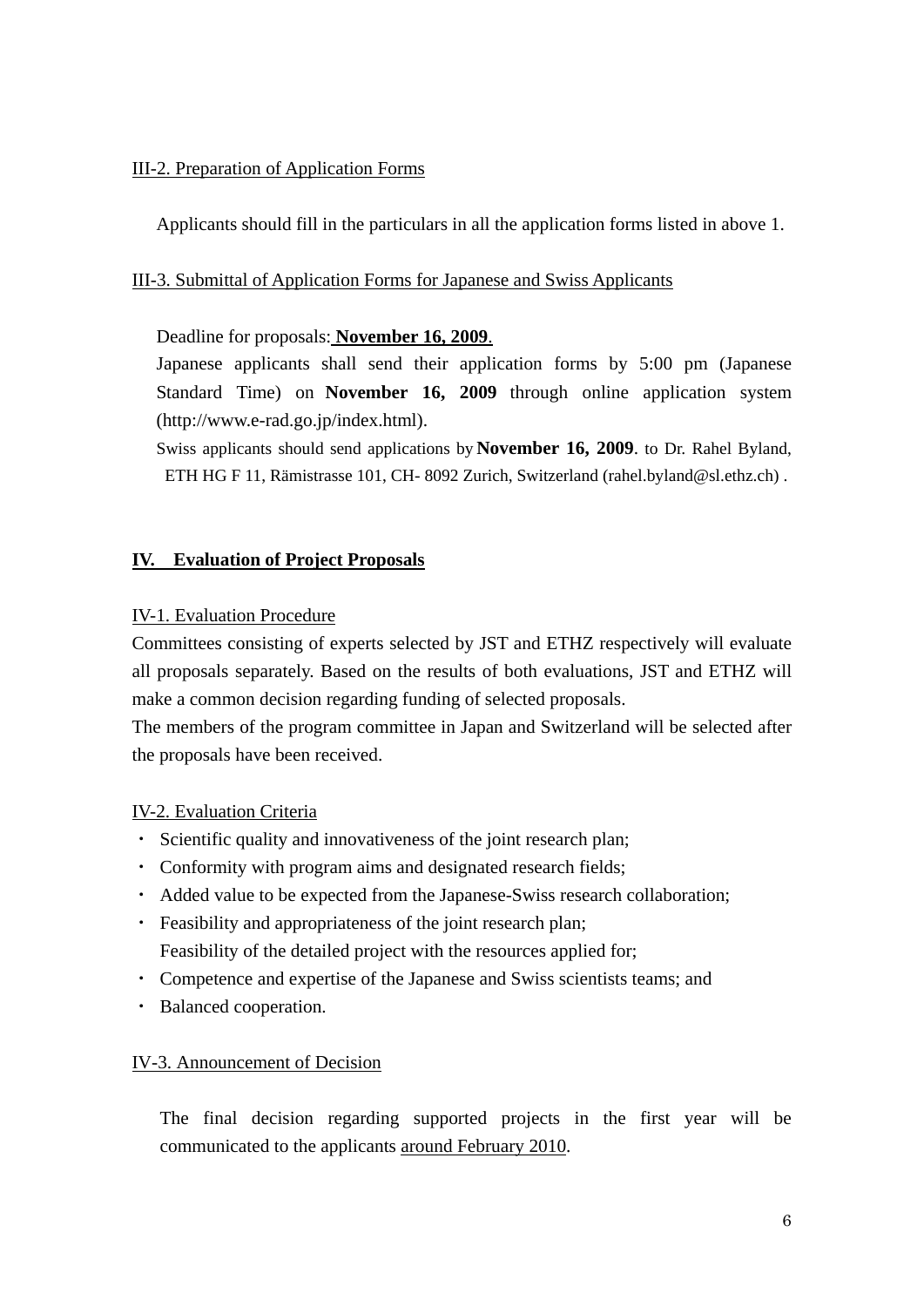III-2. Preparation of Application Forms

Applicants should fill in the particulars in all the application forms listed in above 1.

III-3. Submittal of Application Forms for Japanese and Swiss Applicants

Deadline for proposals: **November 16, 2009**.

Japanese applicants shall send their application forms by 5:00 pm (Japanese Standard Time) on **November 16, 2009** through online application system (http://www.e-rad.go.jp/index.html).

Swiss applicants should send applications by **November 16, 2009**. to Dr. Rahel Byland, ETH HG F 11, Rämistrasse 101, CH- 8092 Zurich, Switzerland (rahel.byland@sl.ethz.ch) .

## IV. Evaluation of Project Proposals

IV-1. Evaluation Procedure

Committees consisting of experts selected by JST and ETHZ respectively will evaluate all proposals separately. Based on the results of both evaluations, JST and ETHZ will make a common decision regarding funding of selected proposals.

The members of the program committee in Japan and Switzerland will be selected after the proposals have been received.

IV-2. Evaluation Criteria

- Scientific quality and innovativeness of the joint research plan;
- Conformity with program aims and designated research fields;
- Added value to be expected from the Japanese-Swiss research collaboration;
- Feasibility and appropriateness of the joint research plan;
  Feasibility of the detailed project with the resources applied for;
- Competence and expertise of the Japanese and Swiss scientists teams; and
- Balanced cooperation.

IV-3. Announcement of Decision

The final decision regarding supported projects in the first year will be communicated to the applicants around February 2010.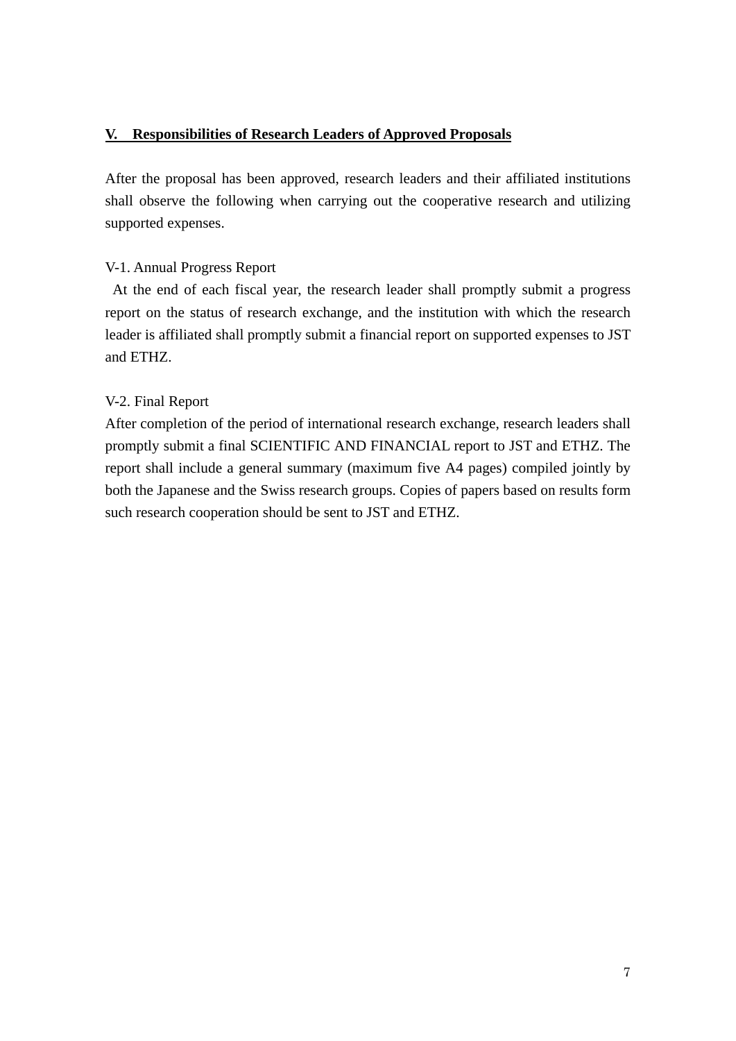## V. Responsibilities of Research Leaders of Approved Proposals

After the proposal has been approved, research leaders and their affiliated institutions shall observe the following when carrying out the cooperative research and utilizing supported expenses.

### V-1. Annual Progress Report

At the end of each fiscal year, the research leader shall promptly submit a progress report on the status of research exchange, and the institution with which the research leader is affiliated shall promptly submit a financial report on supported expenses to JST and ETHZ.

### V-2. Final Report

After completion of the period of international research exchange, research leaders shall promptly submit a final SCIENTIFIC AND FINANCIAL report to JST and ETHZ. The report shall include a general summary (maximum five A4 pages) compiled jointly by both the Japanese and the Swiss research groups. Copies of papers based on results form such research cooperation should be sent to JST and ETHZ.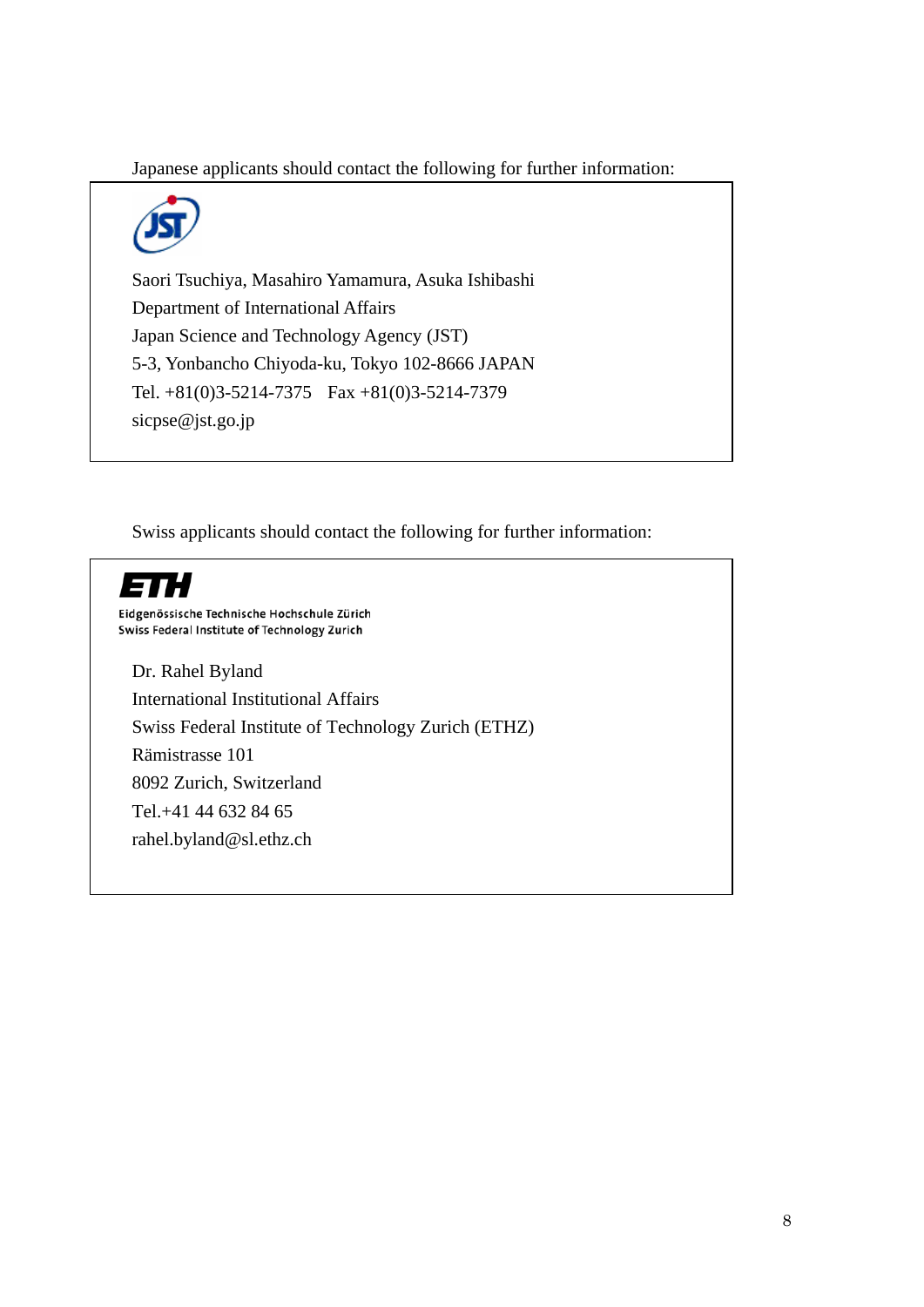Japanese applicants should contact the following for further information:

Saori Tsuchiya, Masahiro Yamamura, Asuka Ishibashi
Department of International Affairs
Japan Science and Technology Agency (JST)
5-3, Yonbancho Chiyoda-ku, Tokyo 102-8666 JAPAN
Tel. +81(0)3-5214-7375 Fax +81(0)3-5214-7379
sicpse@jst.go.jp

Swiss applicants should contact the following for further information:

Eidgenössische Technische Hochschule Zürich
Swiss Federal Institute of Technology Zurich

Dr. Rahel Byland
International Institutional Affairs
Swiss Federal Institute of Technology Zurich (ETHZ)
Rämistrasse 101
8092 Zurich, Switzerland
Tel.+41 44 632 84 65
rahel.byland@sl.ethz.ch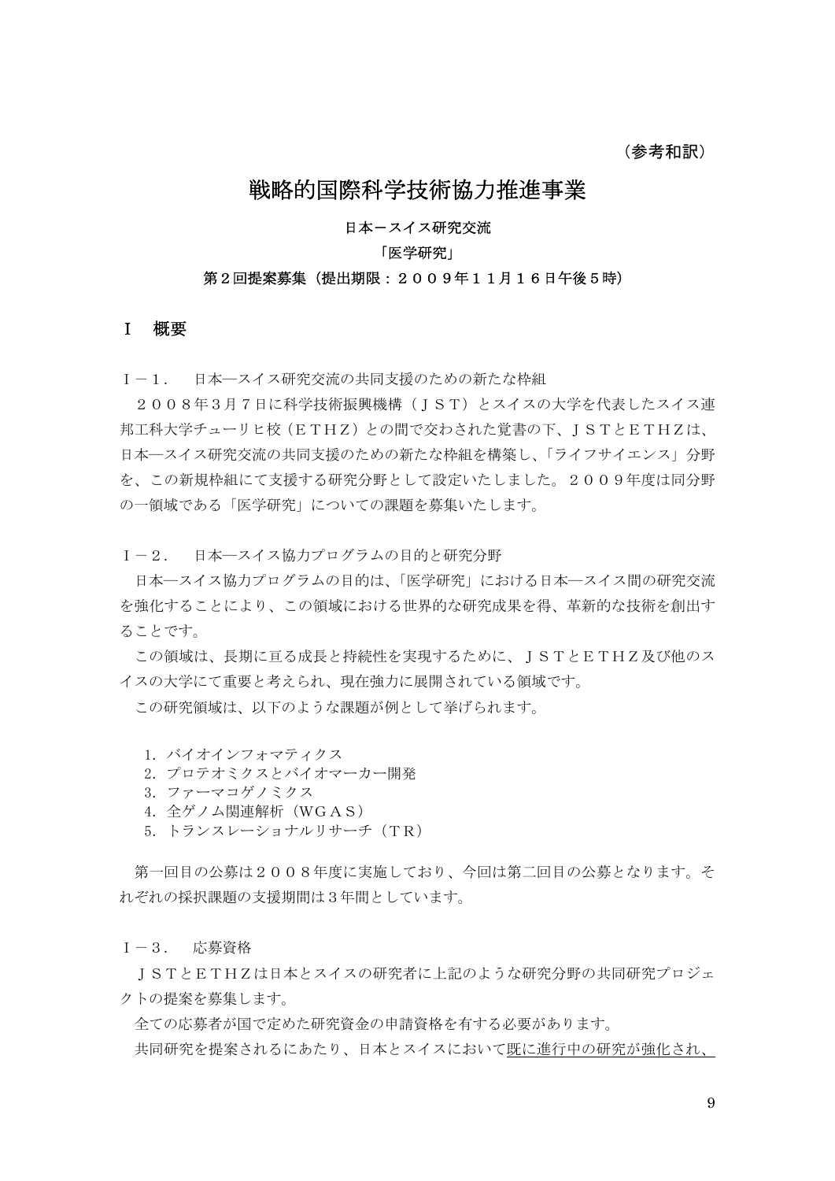（参考和訳）

# 戦略的国際科学技術協力推進事業

**日本－スイス研究交流**

**「医学研究」**

**第２回提案募集（提出期限：２００９年１１月１６日午後５時）**

## Ⅰ　概要

Ⅰ－１．　日本―スイス研究交流の共同支援のための新たな枠組

２００８年３月７日に科学技術振興機構（ＪＳＴ）とスイスの大学を代表したスイス連邦工科大学チューリヒ校（ＥＴＨＺ）との間で交わされた覚書の下、ＪＳＴとＥＴＨＺは、日本―スイス研究交流の共同支援のための新たな枠組を構築し、「ライフサイエンス」分野を、この新規枠組にて支援する研究分野として設定いたしました。２００９年度は同分野の一領域である「医学研究」についての課題を募集いたします。

Ⅰ－２．　日本―スイス協力プログラムの目的と研究分野

日本―スイス協力プログラムの目的は、「医学研究」における日本―スイス間の研究交流を強化することにより、この領域における世界的な研究成果を得、革新的な技術を創出することです。

この領域は、長期に亘る成長と持続性を実現するために、ＪＳＴとＥＴＨＺ及び他のスイスの大学にて重要と考えられ、現在強力に展開されている領域です。

この研究領域は、以下のような課題が例として挙げられます。

1. バイオインフォマティクス
2. プロテオミクスとバイオマーカー開発
3. ファーマコゲノミクス
4. 全ゲノム関連解析（WGAS）
5. トランスレーショナルリサーチ（TR）

第一回目の公募は２００８年度に実施しており、今回は第二回目の公募となります。それぞれの採択課題の支援期間は３年間としています。

Ⅰ－３．　応募資格

ＪＳＴとＥＴＨＺは日本とスイスの研究者に上記のような研究分野の共同研究プロジェクトの提案を募集します。

全ての応募者が国で定めた研究資金の申請資格を有する必要があります。

共同研究を提案されるにあたり、日本とスイスにおいて<u>既に進行中の研究が強化され、</u>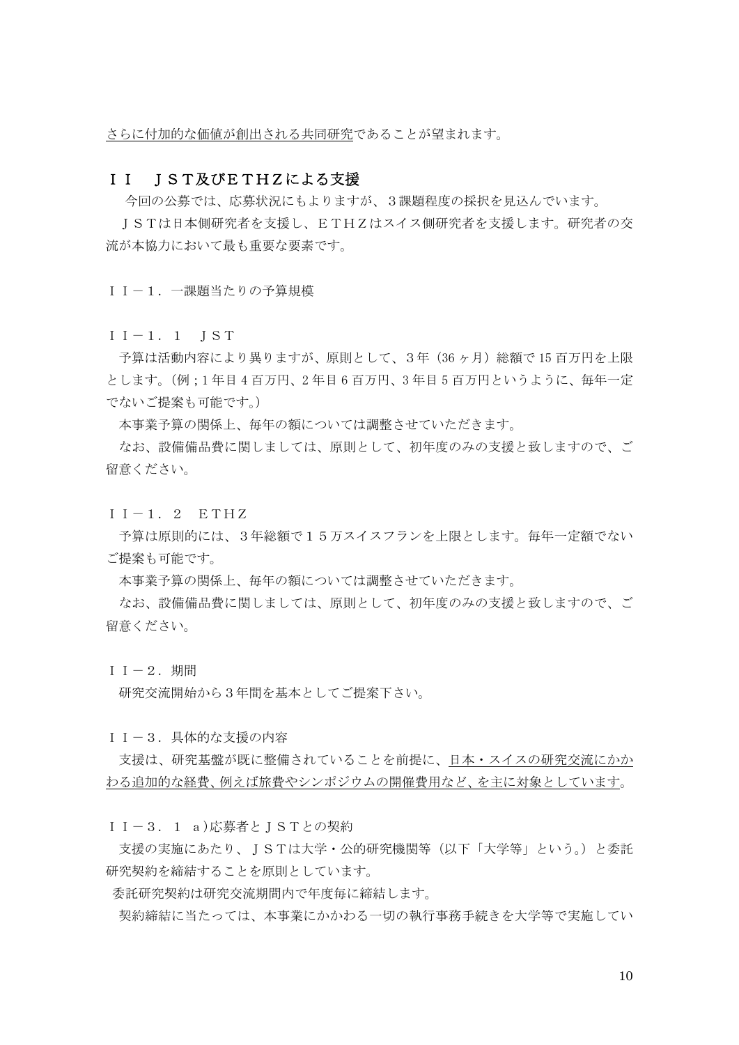さらに付加的な価値が創出される共同研究であることが望まれます。

## ＩＩ　ＪＳＴ及びＥＴＨＺによる支援

今回の公募では、応募状況にもよりますが、３課題程度の採択を見込んでいます。

ＪＳＴは日本側研究者を支援し、ＥＴＨＺはスイス側研究者を支援します。研究者の交流が本協力において最も重要な要素です。

### ＩＩ－１．一課題当たりの予算規模

#### ＩＩ－１．１　ＪＳＴ

予算は活動内容により異りますが、原則として、3 年（36 ヶ月）総額で 15 百万円を上限とします。（例；1 年目 4 百万円、2 年目 6 百万円、3 年目 5 百万円というように、毎年一定でないご提案も可能です。）

本事業予算の関係上、毎年の額については調整させていただきます。

なお、設備備品費に関しましては、原則として、初年度のみの支援と致しますので、ご留意ください。

#### ＩＩ－１．２　ＥＴＨＺ

予算は原則的には、３年総額で１５万スイスフランを上限とします。毎年一定額でないご提案も可能です。

本事業予算の関係上、毎年の額については調整させていただきます。

なお、設備備品費に関しましては、原則として、初年度のみの支援と致しますので、ご留意ください。

### ＩＩ－２．期間

研究交流開始から３年間を基本としてご提案下さい。

### ＩＩ－３．具体的な支援の内容

支援は、研究基盤が既に整備されていることを前提に、日本・スイスの研究交流にかかわる追加的な経費、例えば旅費やシンポジウムの開催費用など、を主に対象としています。

#### ＩＩ－３．１ a)応募者とＪＳＴとの契約

支援の実施にあたり、ＪＳＴは大学・公的研究機関等（以下「大学等」という。）と委託研究契約を締結することを原則としています。

委託研究契約は研究交流期間内で年度毎に締結します。

契約締結に当たっては、本事業にかかわる一切の執行事務手続きを大学等で実施してい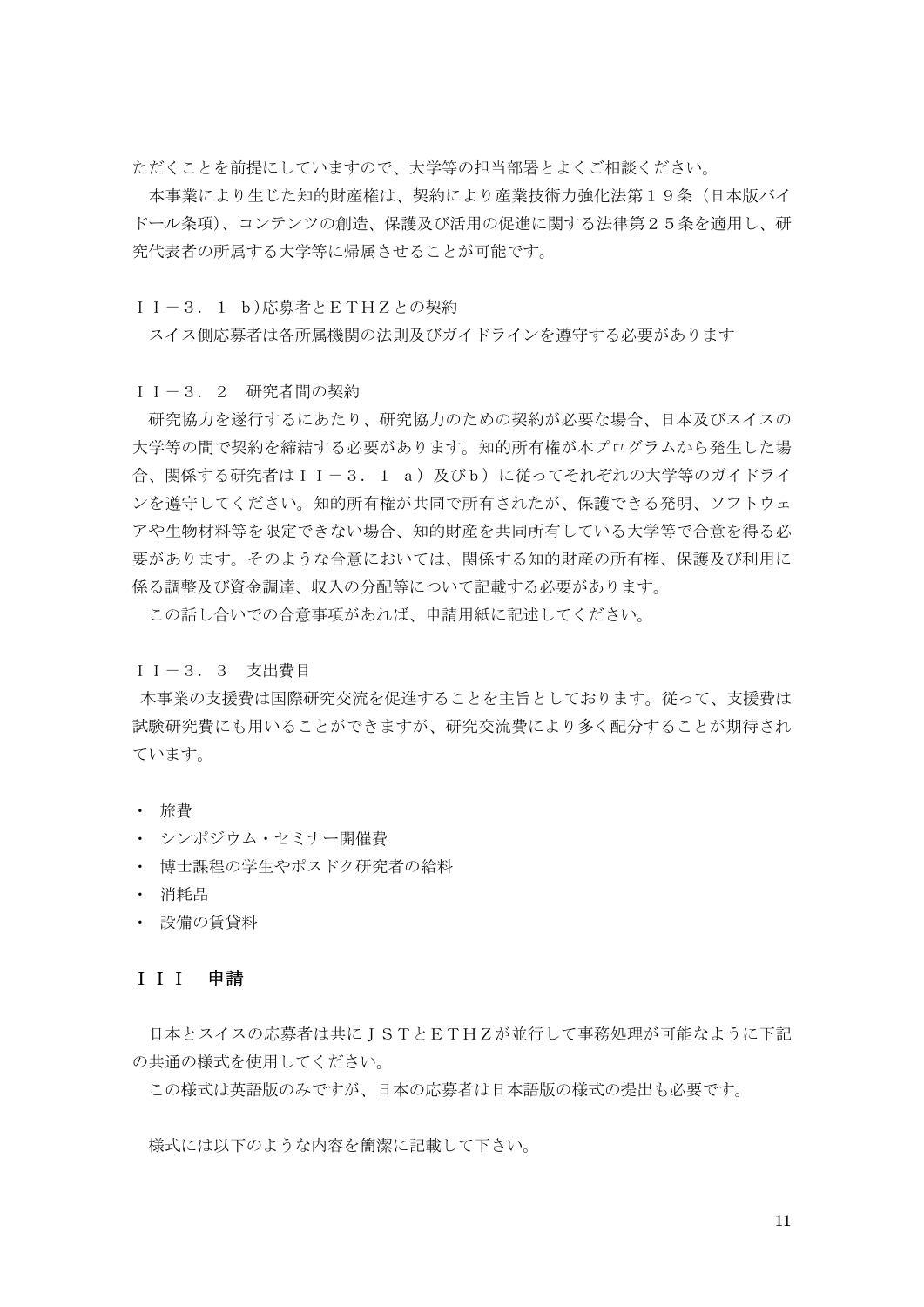ただくことを前提にしていますので、大学等の担当部署とよくご相談ください。

本事業により生じた知的財産権は、契約により産業技術力強化法第１９条（日本版バイドール条項)、コンテンツの創造、保護及び活用の促進に関する法律第２５条を適用し、研究代表者の所属する大学等に帰属させることが可能です。

ＩＩ－３．１　b)応募者とＥＴＨＺとの契約

スイス側応募者は各所属機関の法則及びガイドラインを遵守する必要があります

ＩＩ－３．２　研究者間の契約

研究協力を遂行するにあたり、研究協力のための契約が必要な場合、日本及びスイスの大学等の間で契約を締結する必要があります。知的所有権が本プログラムから発生した場合、関係する研究者はＩＩ－３．１ａ）及びｂ）に従ってそれぞれの大学等のガイドラインを遵守してください。知的所有権が共同で所有されたが、保護できる発明、ソフトウェアや生物材料等を限定できない場合、知的財産を共同所有している大学等で合意を得る必要があります。そのような合意においては、関係する知的財産の所有権、保護及び利用に係る調整及び資金調達、収入の分配等について記載する必要があります。

この話し合いでの合意事項があれば、申請用紙に記述してください。

ＩＩ－３．３　支出費目

本事業の支援費は国際研究交流を促進することを主旨としております。従って、支援費は試験研究費にも用いることができますが、研究交流費により多く配分することが期待されています。

- 旅費
- シンポジウム・セミナー開催費
- 博士課程の学生やポスドク研究者の給料
- 消耗品
- 設備の賃貸料

## ＩＩＩ　申請

日本とスイスの応募者は共にＪＳＴとＥＴＨＺが並行して事務処理が可能なように下記の共通の様式を使用してください。

この様式は英語版のみですが、日本の応募者は日本語版の様式の提出も必要です。

様式には以下のような内容を簡潔に記載して下さい。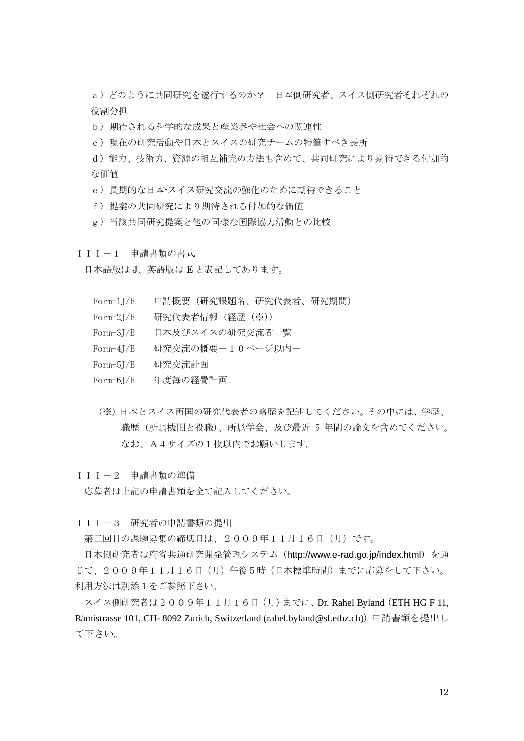ａ）どのように共同研究を遂行するのか？　日本側研究者、スイス側研究者それぞれの役割分担

ｂ）期待される科学的な成果と産業界や社会への関連性

ｃ）現在の研究活動や日本とスイスの研究チームの特筆すべき長所

ｄ）能力、技術力、資源の相互補完の方法も含めて、共同研究により期待できる付加的な価値

ｅ）長期的な日本-スイス研究交流の強化のために期待できること

ｆ）提案の共同研究により期待される付加的な価値

ｇ）当該共同研究提案と他の同様な国際協力活動との比較

## ＩＩＩ－１　申請書類の書式

日本語版はＪ、英語版はＥと表記してあります。

Form-1J/E　　申請概要（研究課題名、研究代表者、研究期間）

Form-2J/E　　研究代表者情報（経歴（※））

Form-3J/E　　日本及びスイスの研究交流者一覧

Form-4J/E　　研究交流の概要－１０ページ以内－

Form-5J/E　　研究交流計画

Form-6J/E　　年度毎の経費計画

（※）日本とスイス両国の研究代表者の略歴を記述してください。その中には、学歴、職歴（所属機関と役職）、所属学会、及び最近 5 年間の論文を含めてください。なお、Ａ４サイズの１枚以内でお願いします。

## ＩＩＩ－２　申請書類の準備

応募者は上記の申請書類を全て記入してください。

## ＩＩＩ－３　研究者の申請書類の提出

第二回目の課題募集の締切日は、２００９年１１月１６日（月）です。

日本側研究者は府省共通研究開発管理システム（http://www.e-rad.go.jp/index.html）を通じて、２００９年１１月１６日（月）午後５時（日本標準時間）までに応募をして下さい。利用方法は別添１をご参照下さい。

スイス側研究者は２００９年１１月１６日（月）までに、Dr. Rahel Byland（ETH HG F 11, Rämistrasse 101, CH- 8092 Zurich, Switzerland (rahel.byland@sl.ethz.ch)）申請書類を提出して下さい。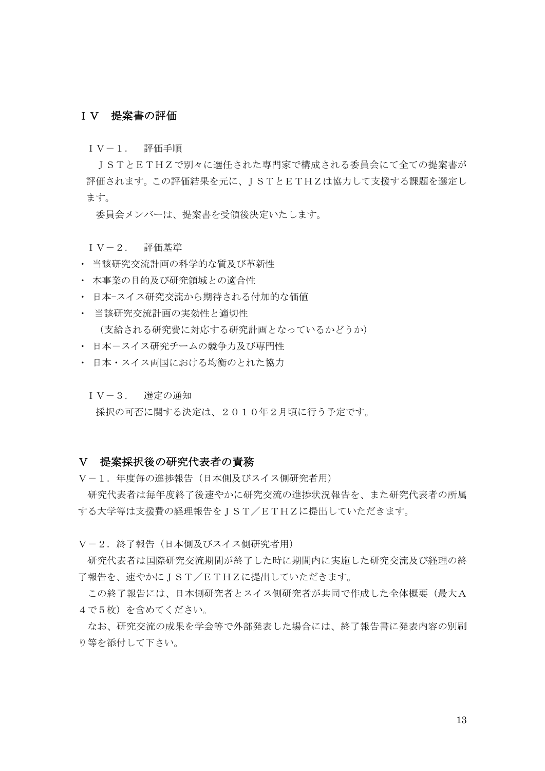## ＩＶ　提案書の評価

### ＩＶ－１．　評価手順

ＪＳＴとＥＴＨＺで別々に選任された専門家で構成される委員会にて全ての提案書が評価されます。この評価結果を元に、ＪＳＴとＥＴＨＺは協力して支援する課題を選定します。

委員会メンバーは、提案書を受領後決定いたします。

### ＩＶ－２．　評価基準

- 当該研究交流計画の科学的な質及び革新性
- 本事業の目的及び研究領域との適合性
- 日本-スイス研究交流から期待される付加的な価値
- 当該研究交流計画の実効性と適切性
（支給される研究費に対応する研究計画となっているかどうか）
- 日本－スイス研究チームの競争力及び専門性
- 日本・スイス両国における均衡のとれた協力

### ＩＶ－３．　選定の通知

採択の可否に関する決定は、２０１０年２月頃に行う予定です。

## Ｖ　提案採択後の研究代表者の責務

### Ｖ－１．年度毎の進捗報告（日本側及びスイス側研究者用）

研究代表者は毎年度終了後速やかに研究交流の進捗状況報告を、また研究代表者の所属する大学等は支援費の経理報告をＪＳＴ／ＥＴＨＺに提出していただきます。

### Ｖ－２．終了報告（日本側及びスイス側研究者用）

研究代表者は国際研究交流期間が終了した時に期間内に実施した研究交流及び経理の終了報告を、速やかにＪＳＴ／ＥＴＨＺに提出していただきます。

この終了報告には、日本側研究者とスイス側研究者が共同で作成した全体概要（最大Ａ４で５枚）を含めてください。

なお、研究交流の成果を学会等で外部発表した場合には、終了報告書に発表内容の別刷り等を添付して下さい。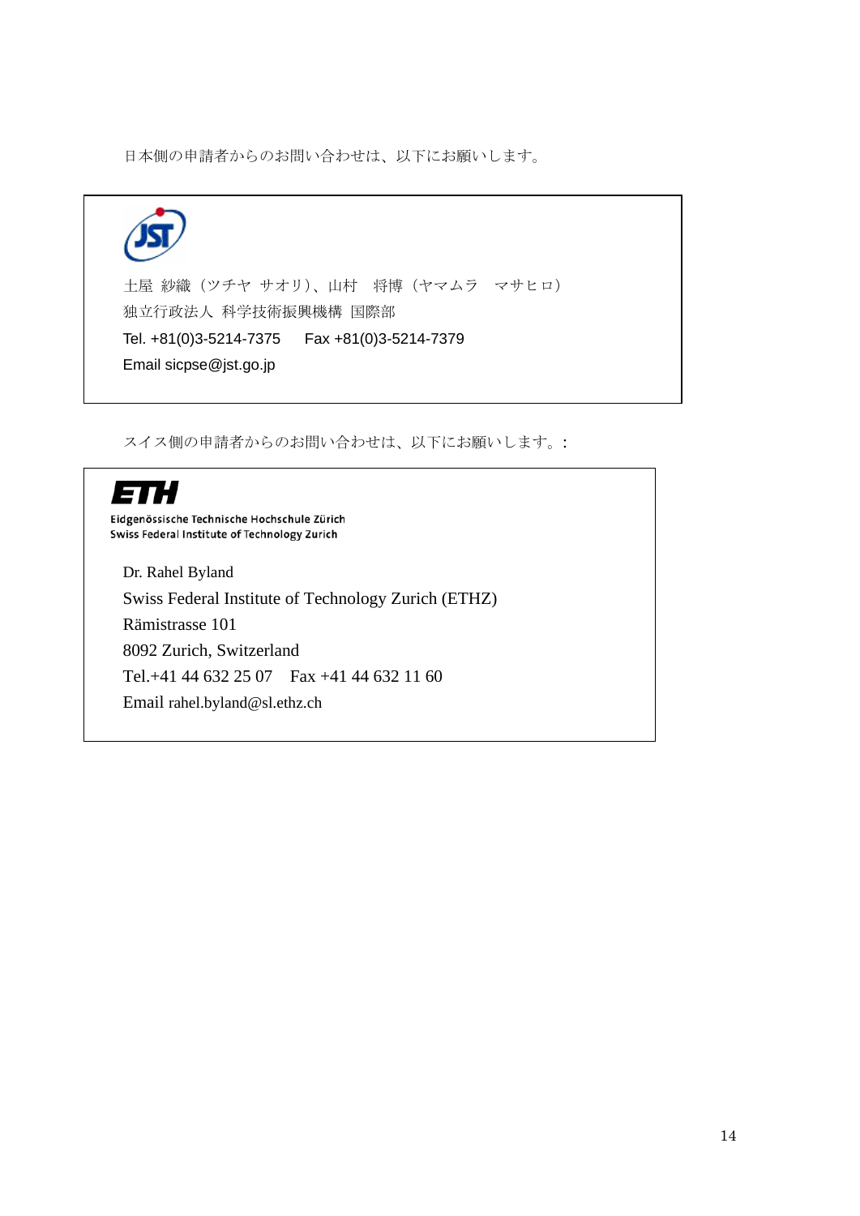日本側の申請者からのお問い合わせは、以下にお願いします。

土屋 紗織（ツチヤ サオリ）、山村　将博（ヤマムラ　マサヒロ）
独立行政法人 科学技術振興機構 国際部
Tel. +81(0)3-5214-7375　Fax +81(0)3-5214-7379
Email sicpse@jst.go.jp

スイス側の申請者からのお問い合わせは、以下にお願いします。：

ETH
Eidgenössische Technische Hochschule Zürich
Swiss Federal Institute of Technology Zurich

Dr. Rahel Byland
Swiss Federal Institute of Technology Zurich (ETHZ)
Rämistrasse 101
8092 Zurich, Switzerland
Tel.+41 44 632 25 07　Fax +41 44 632 11 60
Email rahel.byland@sl.ethz.ch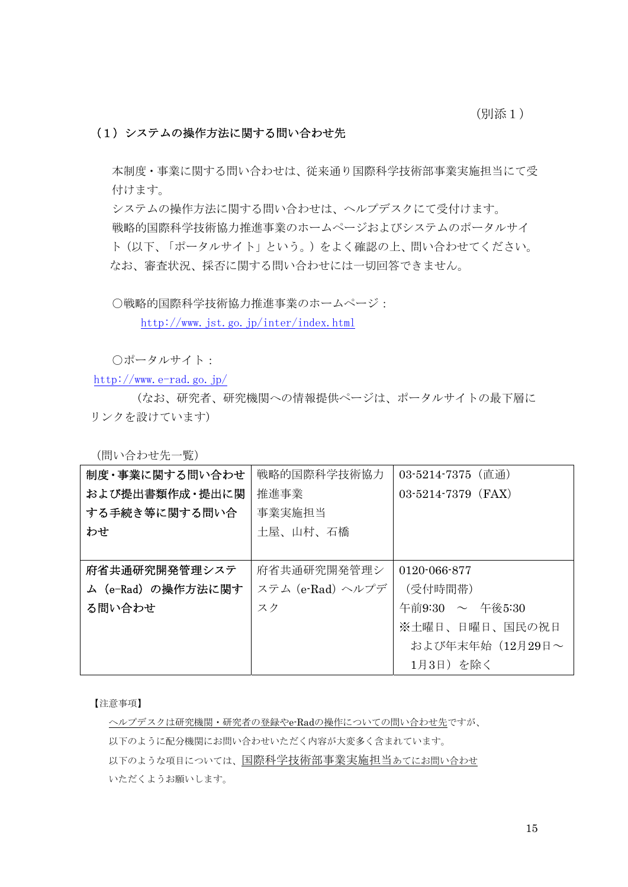（別添１）

## （１）システムの操作方法に関する問い合わせ先

本制度・事業に関する問い合わせは、従来通り国際科学技術部事業実施担当にて受付けます。
システムの操作方法に関する問い合わせは、ヘルプデスクにて受付けます。
戦略的国際科学技術協力推進事業のホームページおよびシステムのポータルサイト（以下、「ポータルサイト」という。）をよく確認の上、問い合わせてください。
なお、審査状況、採否に関する問い合わせには一切回答できません。

○戦略的国際科学技術協力推進事業のホームページ：
http://www.jst.go.jp/inter/index.html

○ポータルサイト：
http://www.e-rad.go.jp/
（なお、研究者、研究機関への情報提供ページは、ポータルサイトの最下層にリンクを設けています）

（問い合わせ先一覧）

| | | |
|---|---|---|
| **制度・事業に関する問い合わせおよび提出書類作成・提出に関する手続き等に関する問い合わせ** | 戦略的国際科学技術協力推進事業<br>事業実施担当<br>土屋、山村、石橋 | 03-5214-7375（直通）<br>03-5214-7379（FAX） |
| **府省共通研究開発管理システム（e-Rad）の操作方法に関する問い合わせ** | 府省共通研究開発管理システム（e-Rad）ヘルプデスク | 0120-066-877<br>（受付時間帯）<br>午前9:30　～　午後5:30<br>※土曜日、日曜日、国民の祝日および年末年始（12月29日～1月3日）を除く |

【注意事項】

ヘルプデスクは研究機関・研究者の登録やe-Radの操作についての問い合わせ先ですが、以下のように配分機関にお問い合わせいただく内容が大変多く含まれています。
以下のような項目については、国際科学技術部事業実施担当あてにお問い合わせいただくようお願いします。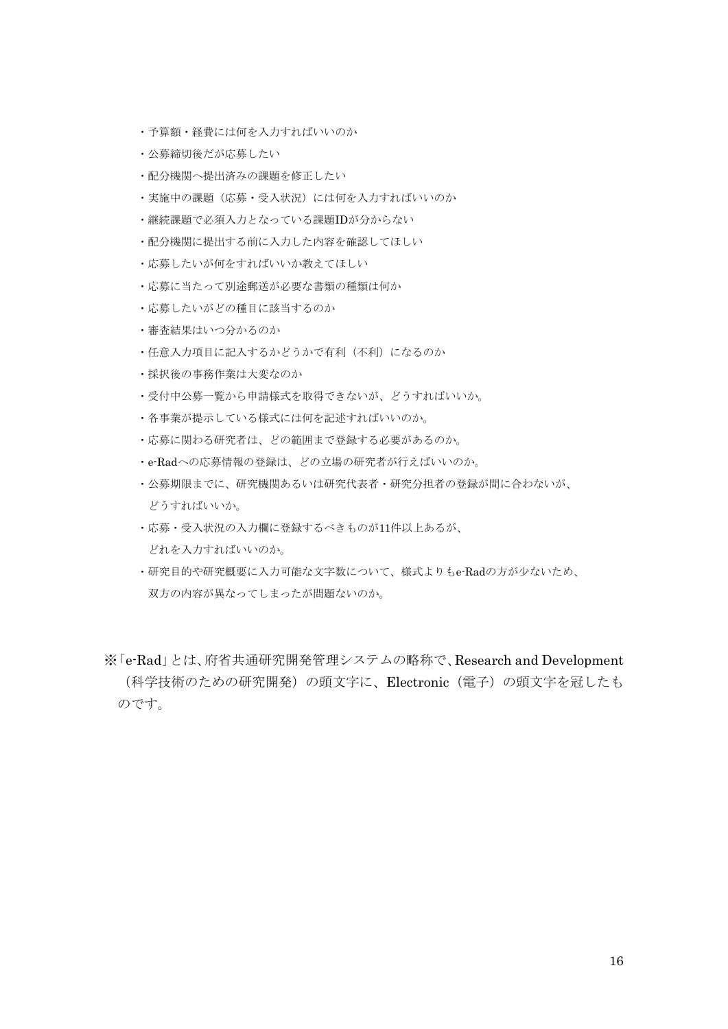・予算額・経費には何を入力すればいいのか

・公募締切後だが応募したい

・配分機関へ提出済みの課題を修正したい

・実施中の課題（応募・受入状況）には何を入力すればいいのか

・継続課題で必須入力となっている課題IDが分からない

・配分機関に提出する前に入力した内容を確認してほしい

・応募したいが何をすればいいか教えてほしい

・応募に当たって別途郵送が必要な書類の種類は何か

・応募したいがどの種目に該当するのか

・審査結果はいつ分かるのか

・任意入力項目に記入するかどうかで有利（不利）になるのか

・採択後の事務作業は大変なのか

・受付中公募一覧から申請様式を取得できないが、どうすればいいか。

・各事業が提示している様式には何を記述すればいいのか。

・応募に関わる研究者は、どの範囲まで登録する必要があるのか。

・e-Radへの応募情報の登録は、どの立場の研究者が行えばいいのか。

・公募期限までに、研究機関あるいは研究代表者・研究分担者の登録が間に合わないが、
　どうすればいいか。

・応募・受入状況の入力欄に登録するべきものが11件以上あるが、
　どれを入力すればいいのか。

・研究目的や研究概要に入力可能な文字数について、様式よりもe-Radの方が少ないため、
　双方の内容が異なってしまったが問題ないのか。

※「e-Rad」とは、府省共通研究開発管理システムの略称で、Research and Development（科学技術のための研究開発）の頭文字に、Electronic（電子）の頭文字を冠したものです。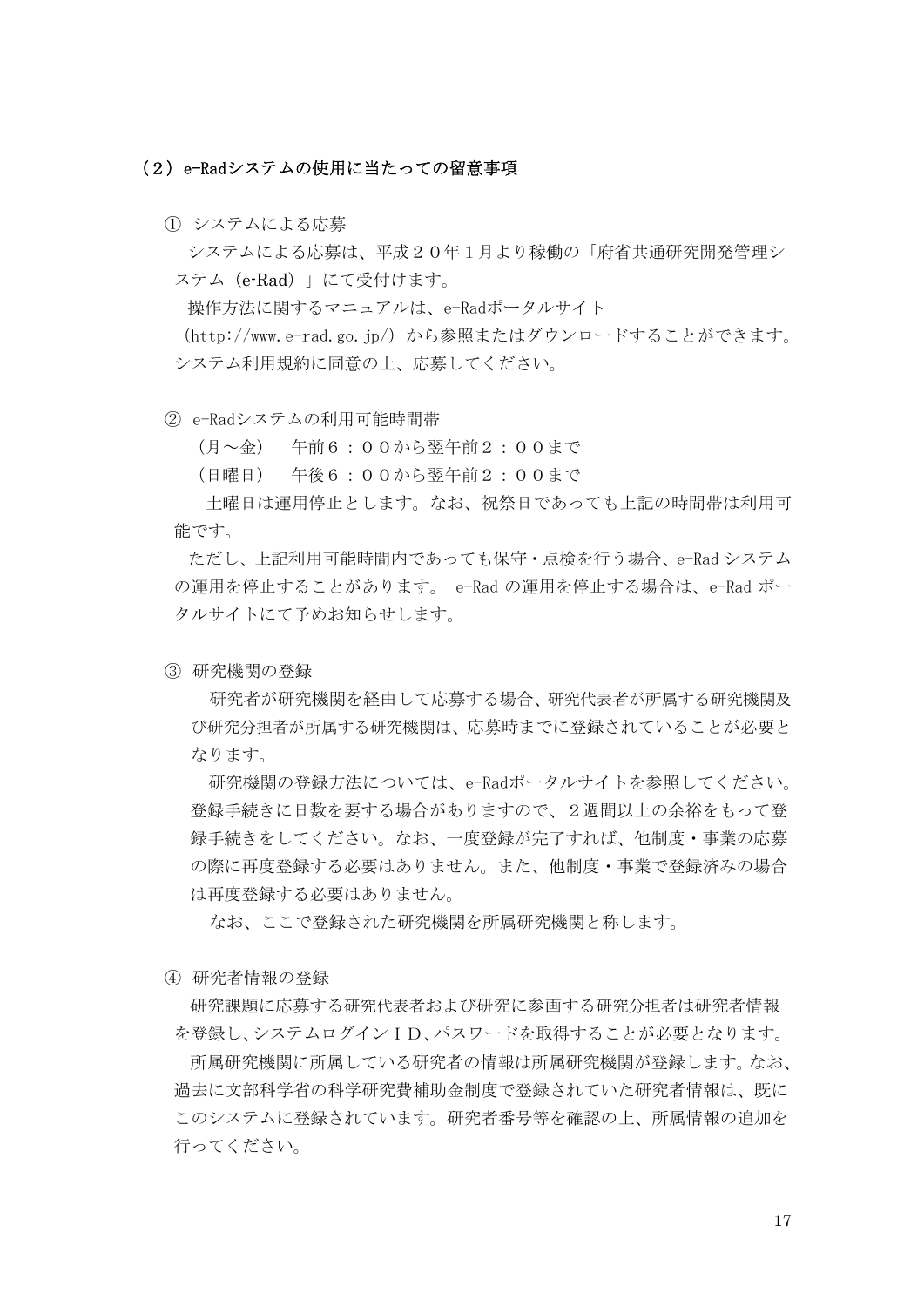## （2）e-Radシステムの使用に当たっての留意事項

### ① システムによる応募

システムによる応募は、平成２０年１月より稼働の「府省共通研究開発管理システム（e-Rad）」にて受付けます。

操作方法に関するマニュアルは、e-Radポータルサイト（http://www.e-rad.go.jp/）から参照またはダウンロードすることができます。システム利用規約に同意の上、応募してください。

### ② e-Radシステムの利用可能時間帯

（月～金）　午前６：００から翌午前２：００まで
（日曜日）　午後６：００から翌午前２：００まで

土曜日は運用停止とします。なお、祝祭日であっても上記の時間帯は利用可能です。

ただし、上記利用可能時間内であっても保守・点検を行う場合、e-Rad システムの運用を停止することがあります。 e-Rad の運用を停止する場合は、e-Rad ポータルサイトにて予めお知らせします。

### ③ 研究機関の登録

研究者が研究機関を経由して応募する場合、研究代表者が所属する研究機関及び研究分担者が所属する研究機関は、応募時までに登録されていることが必要となります。

研究機関の登録方法については、e-Radポータルサイトを参照してください。登録手続きに日数を要する場合がありますので、２週間以上の余裕をもって登録手続きをしてください。なお、一度登録が完了すれば、他制度・事業の応募の際に再度登録する必要はありません。また、他制度・事業で登録済みの場合は再度登録する必要はありません。

なお、ここで登録された研究機関を所属研究機関と称します。

### ④ 研究者情報の登録

研究課題に応募する研究代表者および研究に参画する研究分担者は研究者情報を登録し、システムログインＩＤ、パスワードを取得することが必要となります。

所属研究機関に所属している研究者の情報は所属研究機関が登録します。なお、過去に文部科学省の科学研究費補助金制度で登録されていた研究者情報は、既にこのシステムに登録されています。研究者番号等を確認の上、所属情報の追加を行ってください。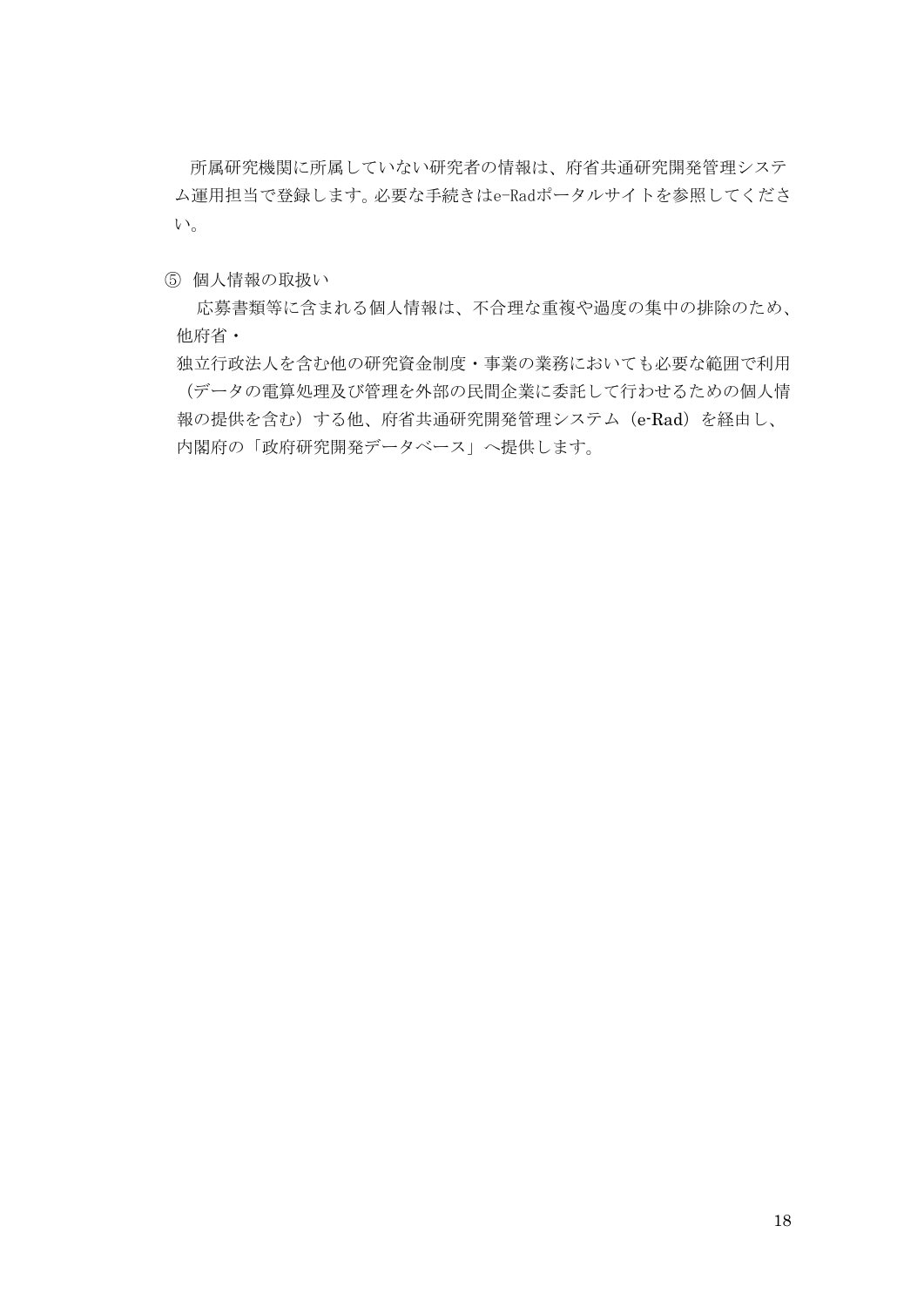所属研究機関に所属していない研究者の情報は、府省共通研究開発管理システム運用担当で登録します。必要な手続きはe-Radポータルサイトを参照してください。

⑤ 個人情報の取扱い

応募書類等に含まれる個人情報は、不合理な重複や過度の集中の排除のため、他府省・
独立行政法人を含む他の研究資金制度・事業の業務においても必要な範囲で利用（データの電算処理及び管理を外部の民間企業に委託して行わせるための個人情報の提供を含む）する他、府省共通研究開発管理システム（e-Rad）を経由し、内閣府の「政府研究開発データベース」へ提供します。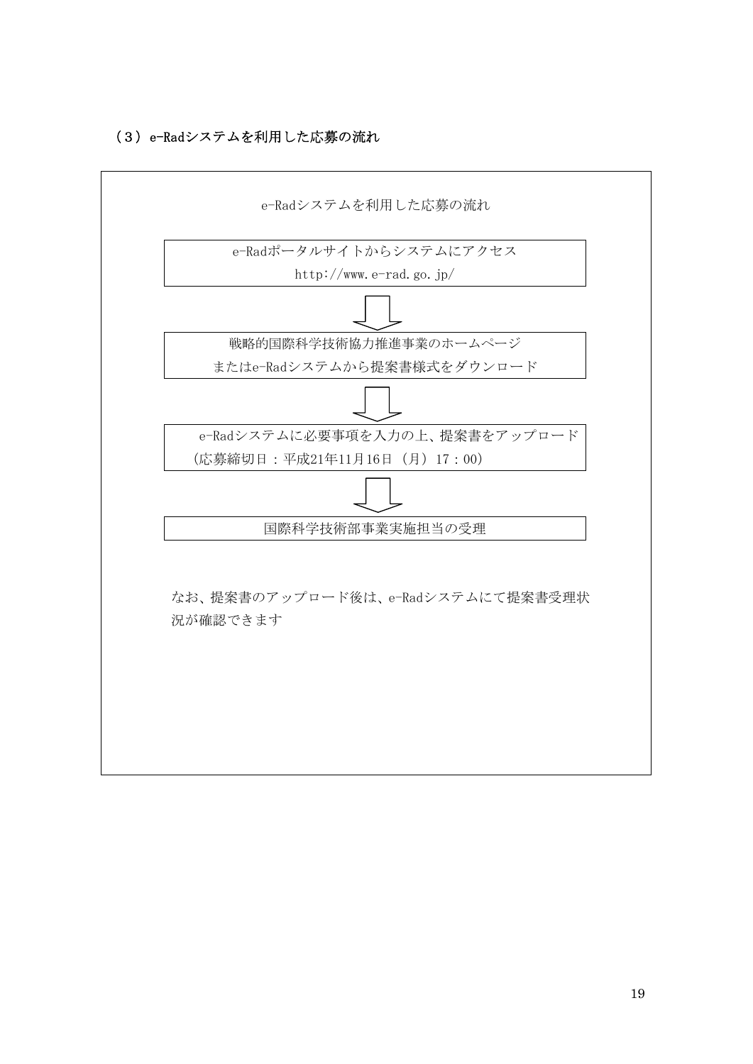### （3）e-Radシステムを利用した応募の流れ

e-Radシステムを利用した応募の流れ

e-Radポータルサイトからシステムにアクセス
http://www.e-rad.go.jp/

↓

戦略的国際科学技術協力推進事業のホームページ
またはe-Radシステムから提案書様式をダウンロード

↓

e-Radシステムに必要事項を入力の上、提案書をアップロード
（応募締切日：平成21年11月16日（月）17：00）

↓

国際科学技術部事業実施担当の受理

なお、提案書のアップロード後は、e-Radシステムにて提案書受理状況が確認できます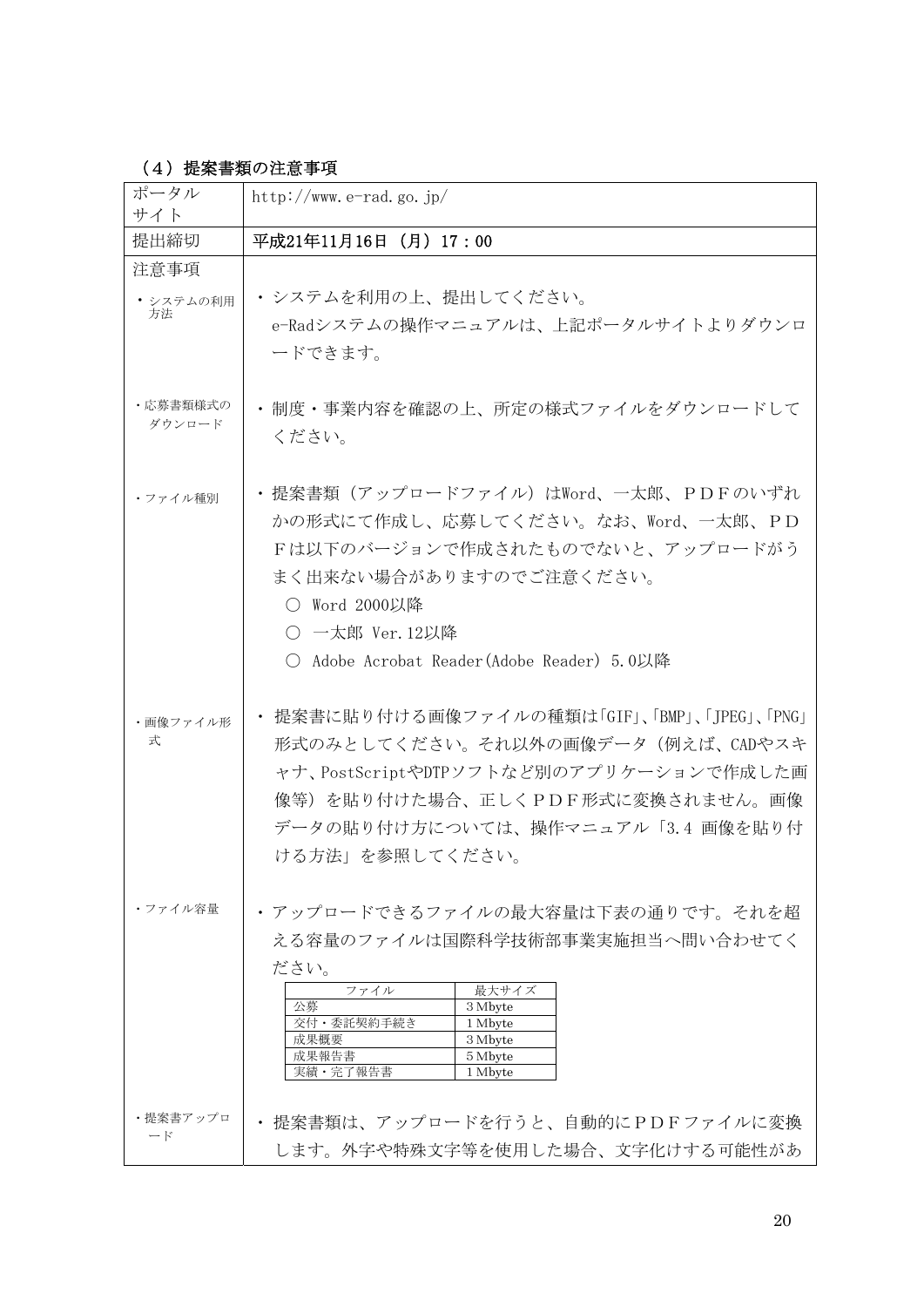### （4）提案書類の注意事項

| ポータルサイト | http://www.e-rad.go.jp/ |
| --- | --- |
| 提出締切 | **平成21年11月16日（月）17：00** |
| 注意事項 | |
| ・システムの利用方法 | ・システムを利用の上、提出してください。<br>e-Radシステムの操作マニュアルは、上記ポータルサイトよりダウンロードできます。 |
| ・応募書類様式のダウンロード | ・制度・事業内容を確認の上、所定の様式ファイルをダウンロードしてください。 |
| ・ファイル種別 | ・提案書類（アップロードファイル）はWord、一太郎、ＰＤＦのいずれかの形式にて作成し、応募してください。なお、Word、一太郎、ＰＤＦは以下のバージョンで作成されたものでないと、アップロードがうまく出来ない場合がありますのでご注意ください。<br>○ Word 2000以降<br>○ 一太郎 Ver.12以降<br>○ Adobe Acrobat Reader(Adobe Reader) 5.0以降 |
| ・画像ファイル形式 | ・提案書に貼り付ける画像ファイルの種類は「GIF」、「BMP」、「JPEG」、「PNG」形式のみとしてください。それ以外の画像データ（例えば、CADやスキャナ、PostScriptやDTPソフトなど別のアプリケーションで作成した画像等）を貼り付けた場合、正しくＰＤＦ形式に変換されません。画像データの貼り付け方については、操作マニュアル「3.4 画像を貼り付ける方法」を参照してください。 |
| ・ファイル容量 | ・アップロードできるファイルの最大容量は下表の通りです。それを超える容量のファイルは国際科学技術部事業実施担当へ問い合わせてください。<br>ファイル ／ 最大サイズ<br>公募 ／ 3 Mbyte<br>交付・委託契約手続き ／ 1 Mbyte<br>成果概要 ／ 3 Mbyte<br>成果報告書 ／ 5 Mbyte<br>実績・完了報告書 ／ 1 Mbyte |
| ・提案書アップロード | ・提案書類は、アップロードを行うと、自動的にＰＤＦファイルに変換します。外字や特殊文字等を使用した場合、文字化けする可能性があ |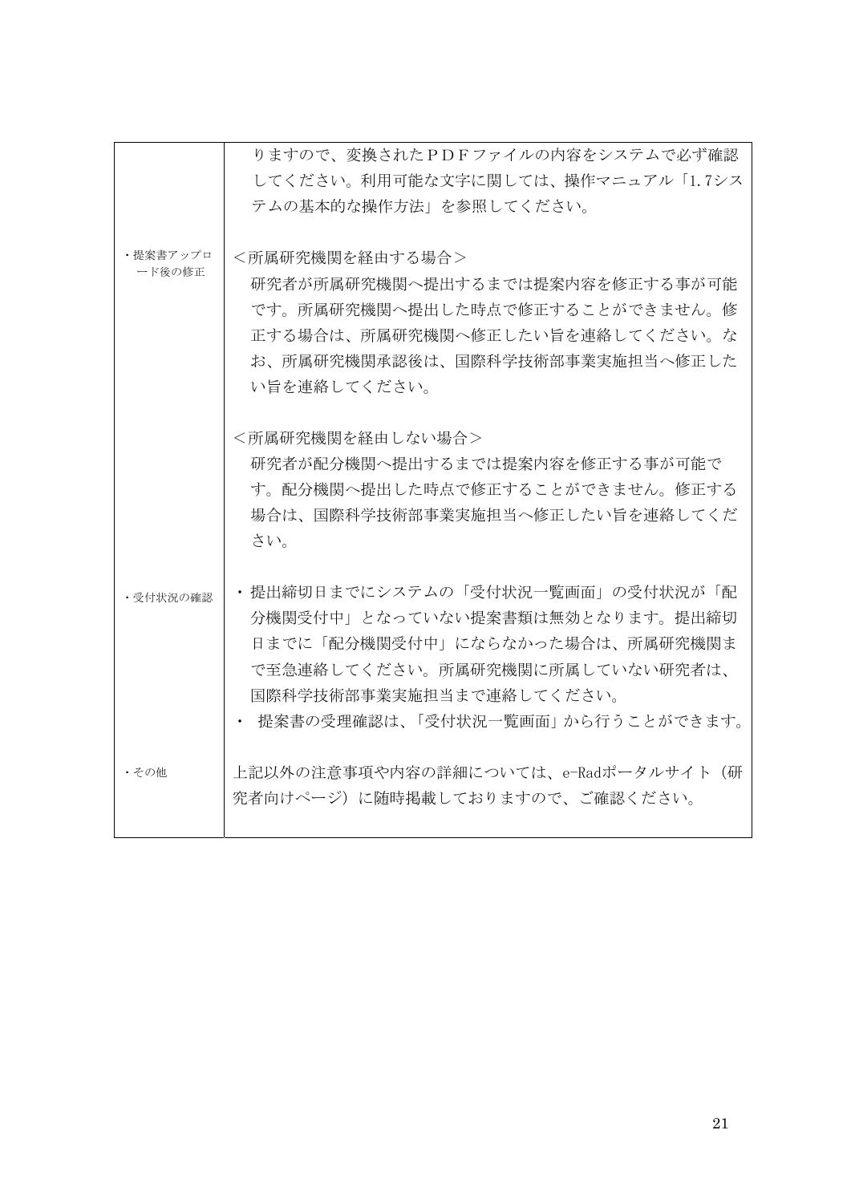| | |
|---|---|
| | りますので、変換されたＰＤＦファイルの内容をシステムで必ず確認してください。利用可能な文字に関しては、操作マニュアル「1.7システムの基本的な操作方法」を参照してください。 |
| ・提案書アップロード後の修正 | ＜所属研究機関を経由する場合＞<br>研究者が所属研究機関へ提出するまでは提案内容を修正する事が可能です。所属研究機関へ提出した時点で修正することができません。修正する場合は、所属研究機関へ修正したい旨を連絡してください。なお、所属研究機関承認後は、国際科学技術部事業実施担当へ修正したい旨を連絡してください。<br><br>＜所属研究機関を経由しない場合＞<br>研究者が配分機関へ提出するまでは提案内容を修正する事が可能です。配分機関へ提出した時点で修正することができません。修正する場合は、国際科学技術部事業実施担当へ修正したい旨を連絡してください。 |
| ・受付状況の確認 | ・提出締切日までにシステムの「受付状況一覧画面」の受付状況が「配分機関受付中」となっていない提案書類は無効となります。提出締切日までに「配分機関受付中」にならなかった場合は、所属研究機関まで至急連絡してください。所属研究機関に所属していない研究者は、国際科学技術部事業実施担当まで連絡してください。<br>・ 提案書の受理確認は、「受付状況一覧画面」から行うことができます。 |
| ・その他 | 上記以外の注意事項や内容の詳細については、e-Radポータルサイト（研究者向けページ）に随時掲載しておりますので、ご確認ください。 |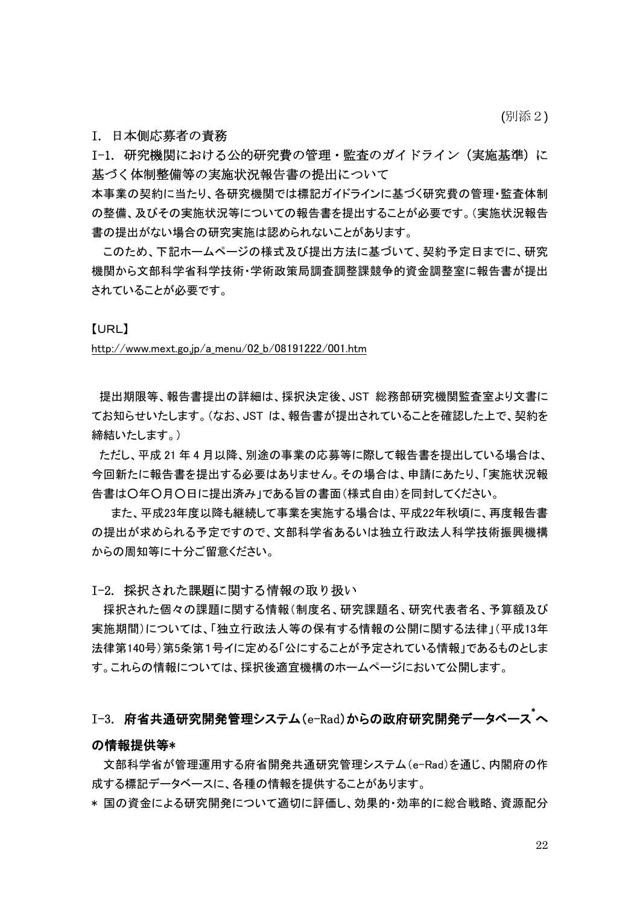(別添２)

# I. 日本側応募者の責務

## I-1. 研究機関における公的研究費の管理・監査のガイドライン（実施基準）に基づく体制整備等の実施状況報告書の提出について

本事業の契約に当たり、各研究機関では標記ガイドラインに基づく研究費の管理・監査体制の整備、及びその実施状況等についての報告書を提出することが必要です。（実施状況報告書の提出がない場合の研究実施は認められないことがあります。

このため、下記ホームページの様式及び提出方法に基づいて、契約予定日までに、研究機関から文部科学省科学技術・学術政策局調査調整課競争的資金調整室に報告書が提出されていることが必要です。

【URL】

http://www.mext.go.jp/a_menu/02_b/08191222/001.htm

提出期限等、報告書提出の詳細は、採択決定後、JST 総務部研究機関監査室より文書にてお知らせいたします。（なお、JST は、報告書が提出されていることを確認した上で、契約を締結いたします。）

ただし、平成 21 年 4 月以降、別途の事業の応募等に際して報告書を提出している場合は、今回新たに報告書を提出する必要はありません。その場合は、申請にあたり、「実施状況報告書は○年○月○日に提出済み」である旨の書面（様式自由）を同封してください。

また、平成23年度以降も継続して事業を実施する場合は、平成22年秋頃に、再度報告書の提出が求められる予定ですので、文部科学省あるいは独立行政法人科学技術振興機構からの周知等に十分ご留意ください。

## I-2. 採択された課題に関する情報の取り扱い

採択された個々の課題に関する情報（制度名、研究課題名、研究代表者名、予算額及び実施期間）については、「独立行政法人等の保有する情報の公開に関する法律」（平成13年法律第140号）第5条第１号イに定める「公にすることが予定されている情報」であるものとします。これらの情報については、採択後適宜機構のホームページにおいて公開します。

## I-3. 府省共通研究開発管理システム（e-Rad）からの政府研究開発データベース*への情報提供等*

文部科学省が管理運用する府省開発共通研究管理システム（e-Rad）を通じ、内閣府の作成する標記データベースに、各種の情報を提供することがあります。

* 国の資金による研究開発について適切に評価し、効果的・効率的に総合戦略、資源配分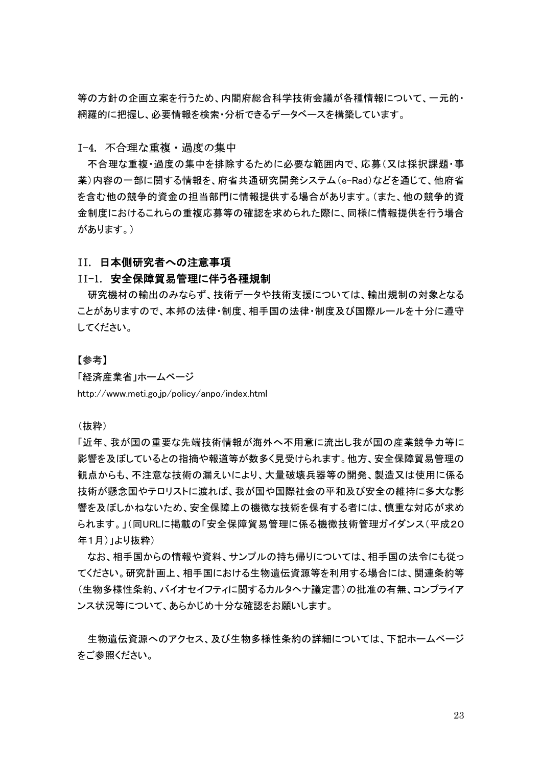等の方針の企画立案を行うため、内閣府総合科学技術会議が各種情報について、一元的・網羅的に把握し、必要情報を検索・分析できるデータベースを構築しています。

### I-4. 不合理な重複・過度の集中

不合理な重複・過度の集中を排除するために必要な範囲内で、応募（又は採択課題・事業）内容の一部に関する情報を、府省共通研究開発システム（e-Rad）などを通じて、他府省を含む他の競争的資金の担当部門に情報提供する場合があります。（また、他の競争的資金制度におけるこれらの重複応募等の確認を求められた際に、同様に情報提供を行う場合があります。）

## II. 日本側研究者への注意事項

### II-1. 安全保障貿易管理に伴う各種規制

研究機材の輸出のみならず、技術データや技術支援については、輸出規制の対象となることがありますので、本邦の法律・制度、相手国の法律・制度及び国際ルールを十分に遵守してください。

【参考】

「経済産業省」ホームページ

http://www.meti.go.jp/policy/anpo/index.html

（抜粋）

「近年、我が国の重要な先端技術情報が海外へ不用意に流出し我が国の産業競争力等に影響を及ぼしているとの指摘や報道等が数多く見受けられます。他方、安全保障貿易管理の観点からも、不注意な技術の漏えいにより、大量破壊兵器等の開発、製造又は使用に係る技術が懸念国やテロリストに渡れば、我が国や国際社会の平和及び安全の維持に多大な影響を及ぼしかねないため、安全保障上の機微な技術を保有する者には、慎重な対応が求められます。」（同URLに掲載の「安全保障貿易管理に係る機微技術管理ガイダンス（平成２０年１月）」より抜粋）

なお、相手国からの情報や資料、サンプルの持ち帰りについては、相手国の法令にも従ってください。研究計画上、相手国における生物遺伝資源等を利用する場合には、関連条約等（生物多様性条約、バイオセイフティに関するカルタヘナ議定書）の批准の有無、コンプライアンス状況等について、あらかじめ十分な確認をお願いします。

生物遺伝資源へのアクセス、及び生物多様性条約の詳細については、下記ホームページをご参照ください。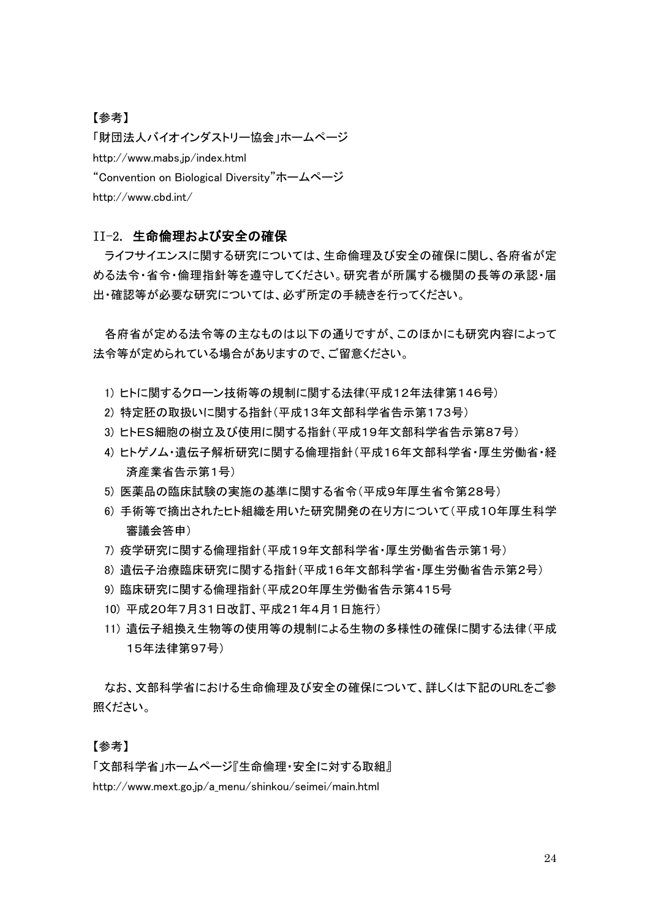【参考】

「財団法人バイオインダストリー協会」ホームページ

http://www.mabs.jp/index.html

“Convention on Biological Diversity”ホームページ

http://www.cbd.int/

## II-2. 生命倫理および安全の確保

ライフサイエンスに関する研究については、生命倫理及び安全の確保に関し、各府省が定める法令・省令・倫理指針等を遵守してください。研究者が所属する機関の長等の承認・届出・確認等が必要な研究については、必ず所定の手続きを行ってください。

各府省が定める法令等の主なものは以下の通りですが、このほかにも研究内容によって法令等が定められている場合がありますので、ご留意ください。

1) ヒトに関するクローン技術等の規制に関する法律(平成12年法律第146号)
2) 特定胚の取扱いに関する指針（平成13年文部科学省告示第173号）
3) ヒトES細胞の樹立及び使用に関する指針（平成19年文部科学省告示第87号）
4) ヒトゲノム・遺伝子解析研究に関する倫理指針（平成16年文部科学省・厚生労働省・経済産業省告示第1号）
5) 医薬品の臨床試験の実施の基準に関する省令（平成9年厚生省令第28号）
6) 手術等で摘出されたヒト組織を用いた研究開発の在り方について（平成10年厚生科学審議会答申）
7) 疫学研究に関する倫理指針（平成19年文部科学省・厚生労働省告示第1号）
8) 遺伝子治療臨床研究に関する指針（平成16年文部科学省・厚生労働省告示第2号）
9) 臨床研究に関する倫理指針（平成20年厚生労働省告示第415号
10) 平成20年7月31日改訂、平成21年4月1日施行）
11) 遺伝子組換え生物等の使用等の規制による生物の多様性の確保に関する法律（平成15年法律第97号）

なお、文部科学省における生命倫理及び安全の確保について、詳しくは下記のURLをご参照ください。

【参考】

「文部科学省」ホームページ『生命倫理・安全に対する取組』

http://www.mext.go.jp/a_menu/shinkou/seimei/main.html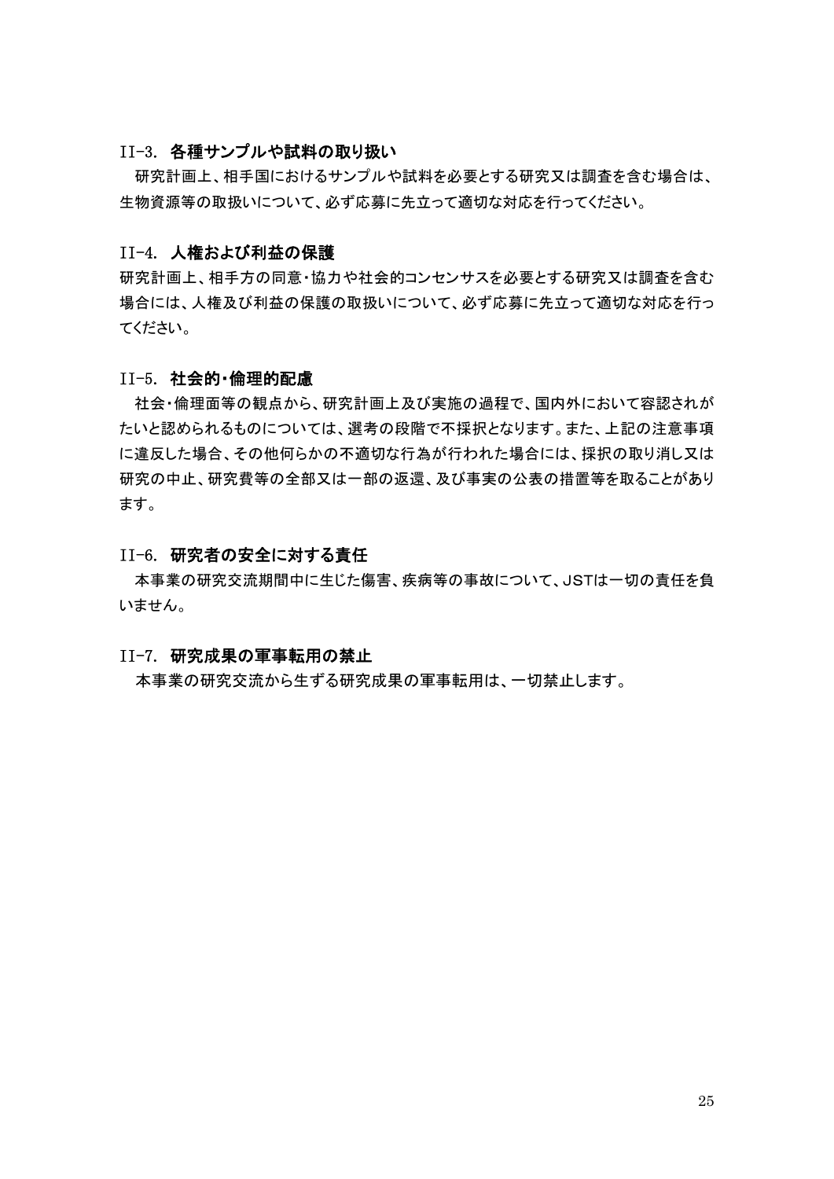### II-3. 各種サンプルや試料の取り扱い

研究計画上、相手国におけるサンプルや試料を必要とする研究又は調査を含む場合は、生物資源等の取扱いについて、必ず応募に先立って適切な対応を行ってください。

### II-4. 人権および利益の保護

研究計画上、相手方の同意・協力や社会的コンセンサスを必要とする研究又は調査を含む場合には、人権及び利益の保護の取扱いについて、必ず応募に先立って適切な対応を行ってください。

### II-5. 社会的・倫理的配慮

社会・倫理面等の観点から、研究計画上及び実施の過程で、国内外において容認されがたいと認められるものについては、選考の段階で不採択となります。また、上記の注意事項に違反した場合、その他何らかの不適切な行為が行われた場合には、採択の取り消し又は研究の中止、研究費等の全部又は一部の返還、及び事実の公表の措置等を取ることがあります。

### II-6. 研究者の安全に対する責任

本事業の研究交流期間中に生じた傷害、疾病等の事故について、JSTは一切の責任を負いません。

### II-7. 研究成果の軍事転用の禁止

本事業の研究交流から生ずる研究成果の軍事転用は、一切禁止します。